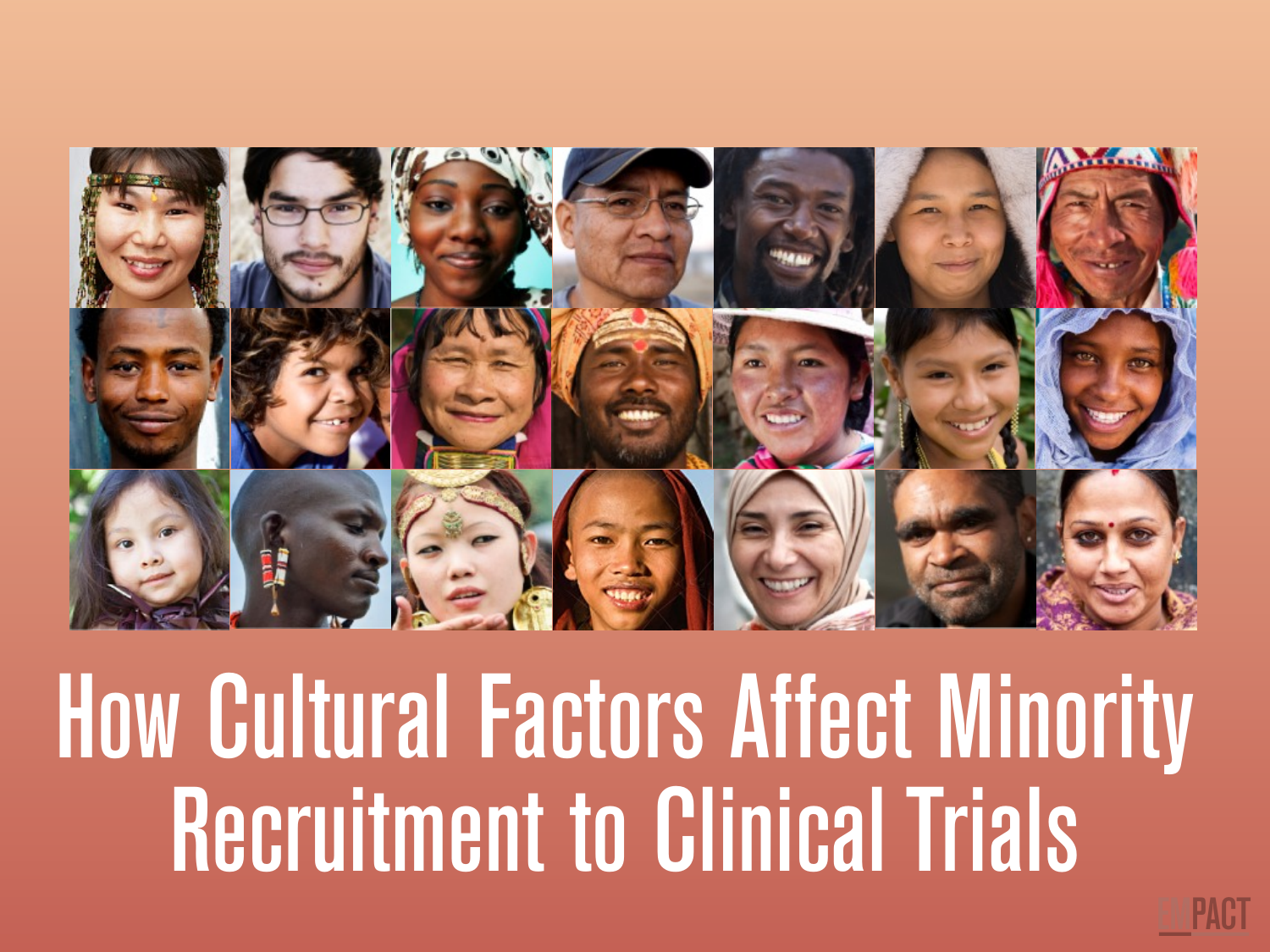# How Cultural Factors Affect Minority Recruitment to Clinical Trials

EMPACT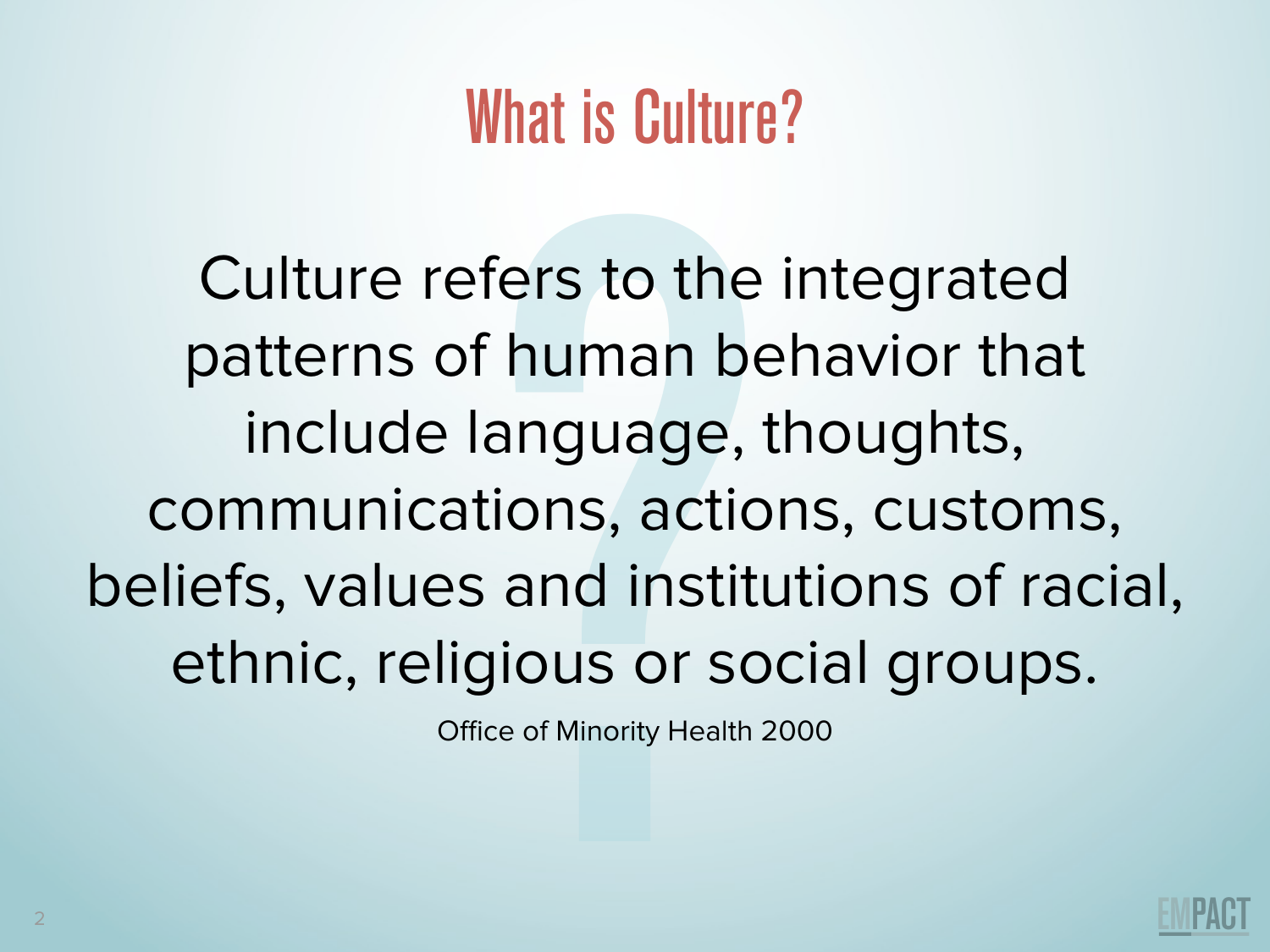# What is Culture?

Culture refers to the integrated patterns of human behavior that include language, thoughts, communications, actions, customs, beliefs, values and institutions of racial, ethnic, religious or social groups.

Office of Minority Health 2000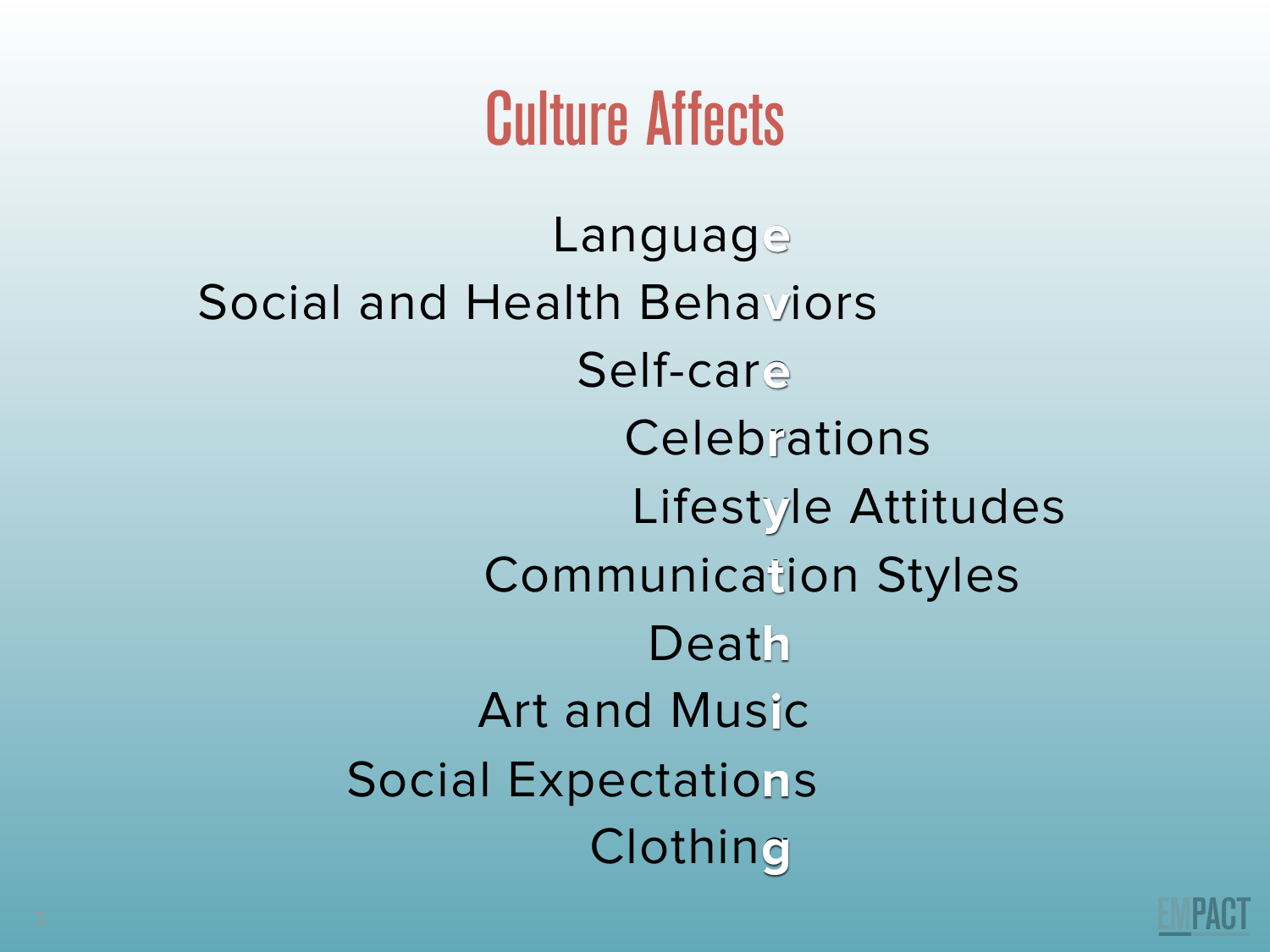# Culture Affects

Languag**e**
Social and Health Beha**v**iors
Self-car**e**
Celeb**r**ations
Lifest**y**le Attitudes
Communica**t**ion Styles
Deat**h**
Art and Mus**i**c
Social Expectatio**n**s
Clothin**g**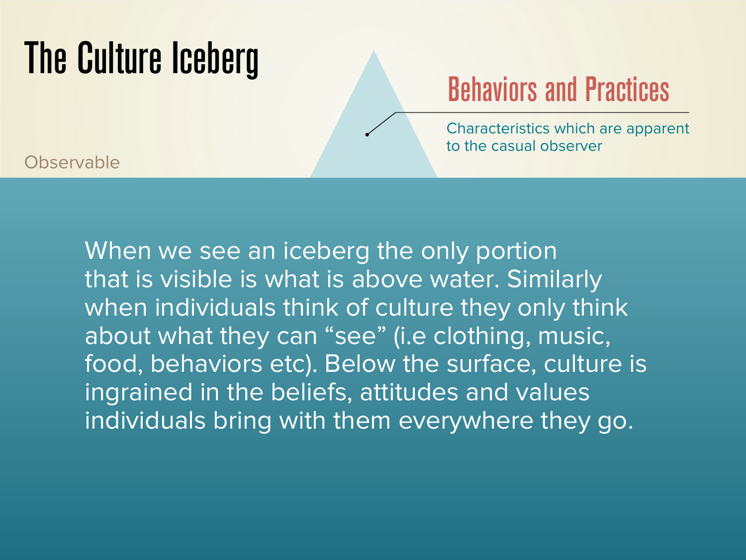# The Culture Iceberg

## Behaviors and Practices

Characteristics which are apparent to the casual observer

Observable

When we see an iceberg the only portion that is visible is what is above water. Similarly when individuals think of culture they only think about what they can "see" (i.e clothing, music, food, behaviors etc). Below the surface, culture is ingrained in the beliefs, attitudes and values individuals bring with them everywhere they go.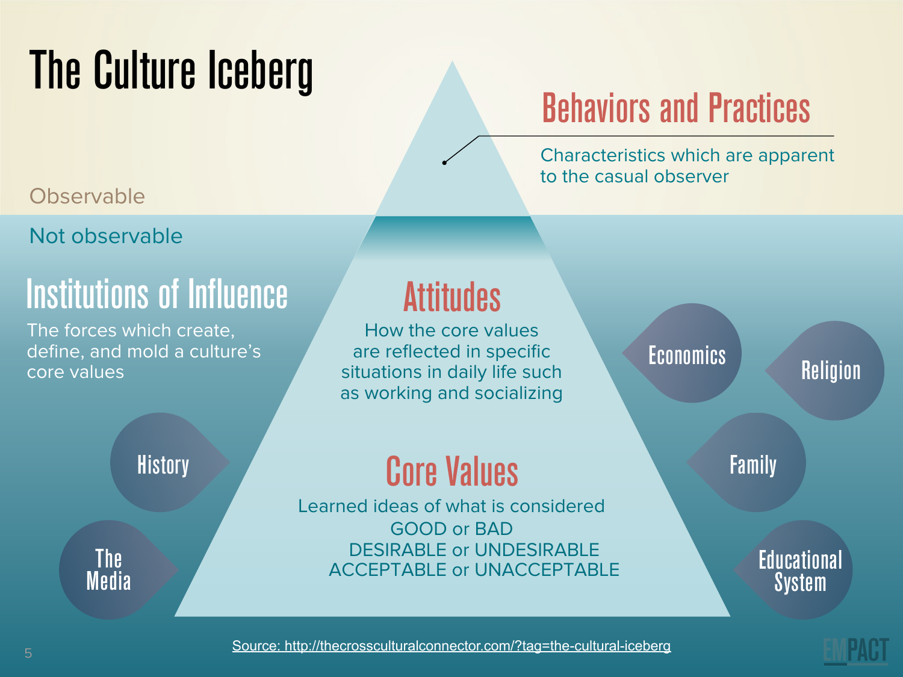# The Culture Iceberg

Observable

## Behaviors and Practices

Characteristics which are apparent to the casual observer

Not observable

## Attitudes

How the core values are reflected in specific situations in daily life such as working and socializing

## Core Values

Learned ideas of what is considered
GOOD or BAD
DESIRABLE or UNDESIRABLE
ACCEPTABLE or UNACCEPTABLE

## Institutions of Influence

The forces which create, define, and mold a culture's core values

- History
- The Media
- Economics
- Religion
- Family
- Educational System

Source: http://thecrossculturalconnector.com/?tag=the-cultural-iceberg

EMPACT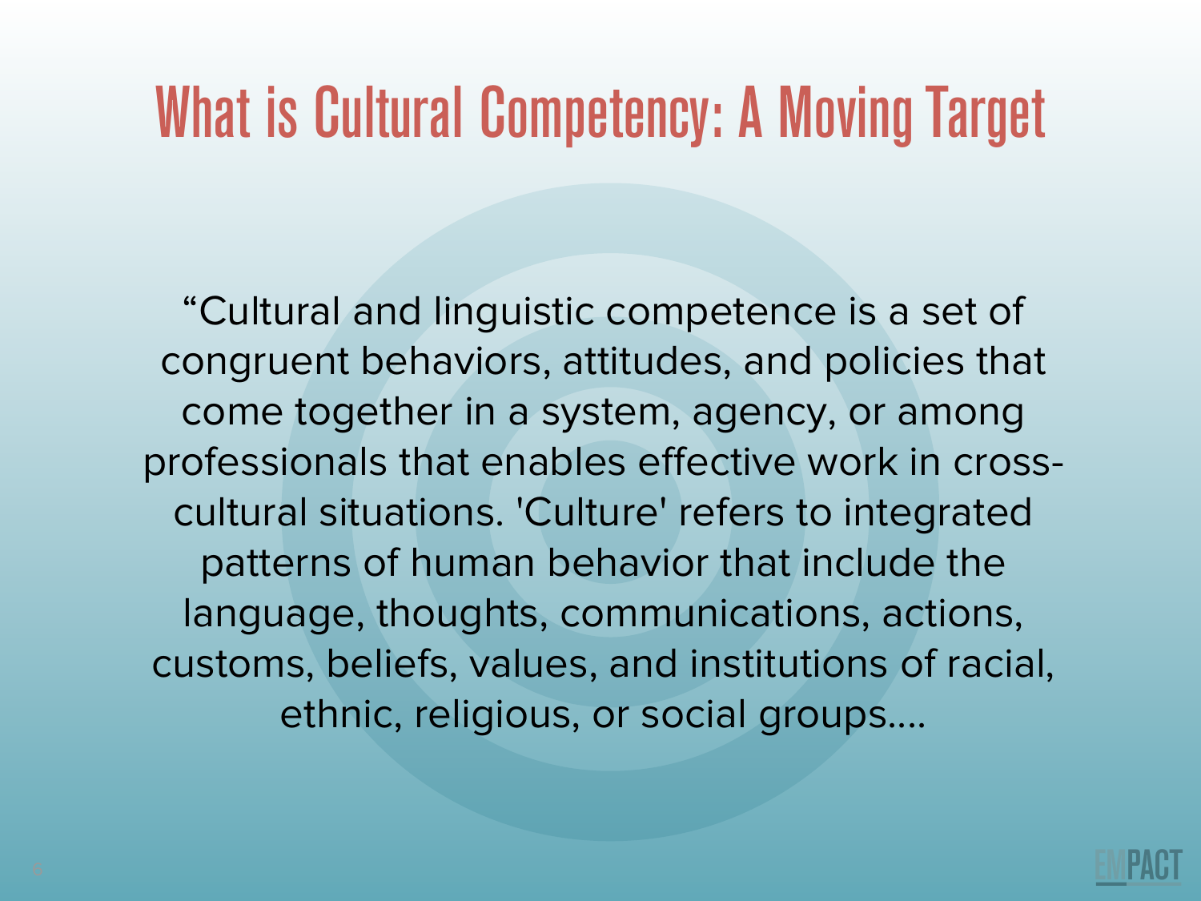# What is Cultural Competency: A Moving Target

“Cultural and linguistic competence is a set of congruent behaviors, attitudes, and policies that come together in a system, agency, or among professionals that enables effective work in cross-cultural situations. 'Culture' refers to integrated patterns of human behavior that include the language, thoughts, communications, actions, customs, beliefs, values, and institutions of racial, ethnic, religious, or social groups....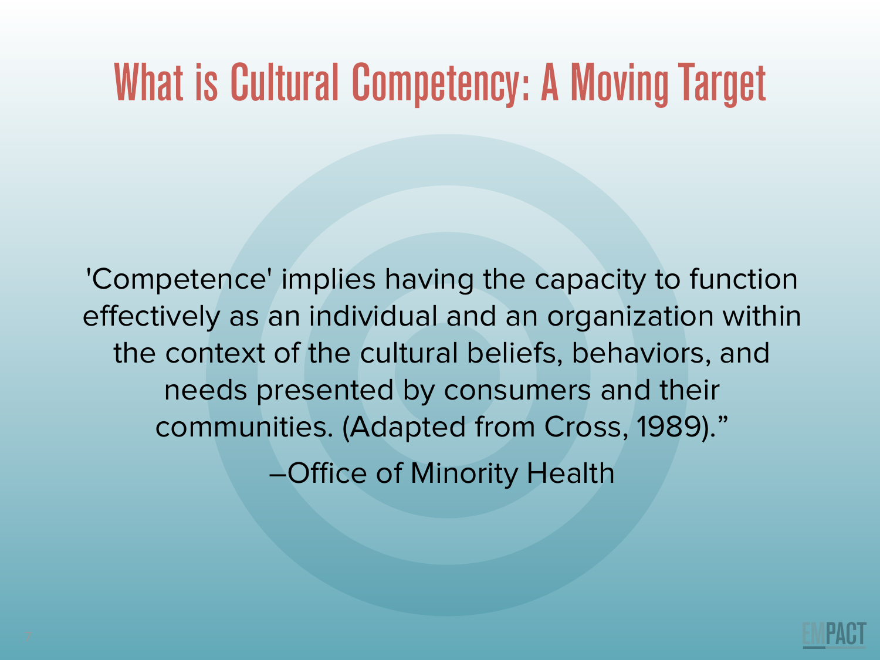# What is Cultural Competency: A Moving Target

'Competence' implies having the capacity to function effectively as an individual and an organization within the context of the cultural beliefs, behaviors, and needs presented by consumers and their communities. (Adapted from Cross, 1989)."

–Office of Minority Health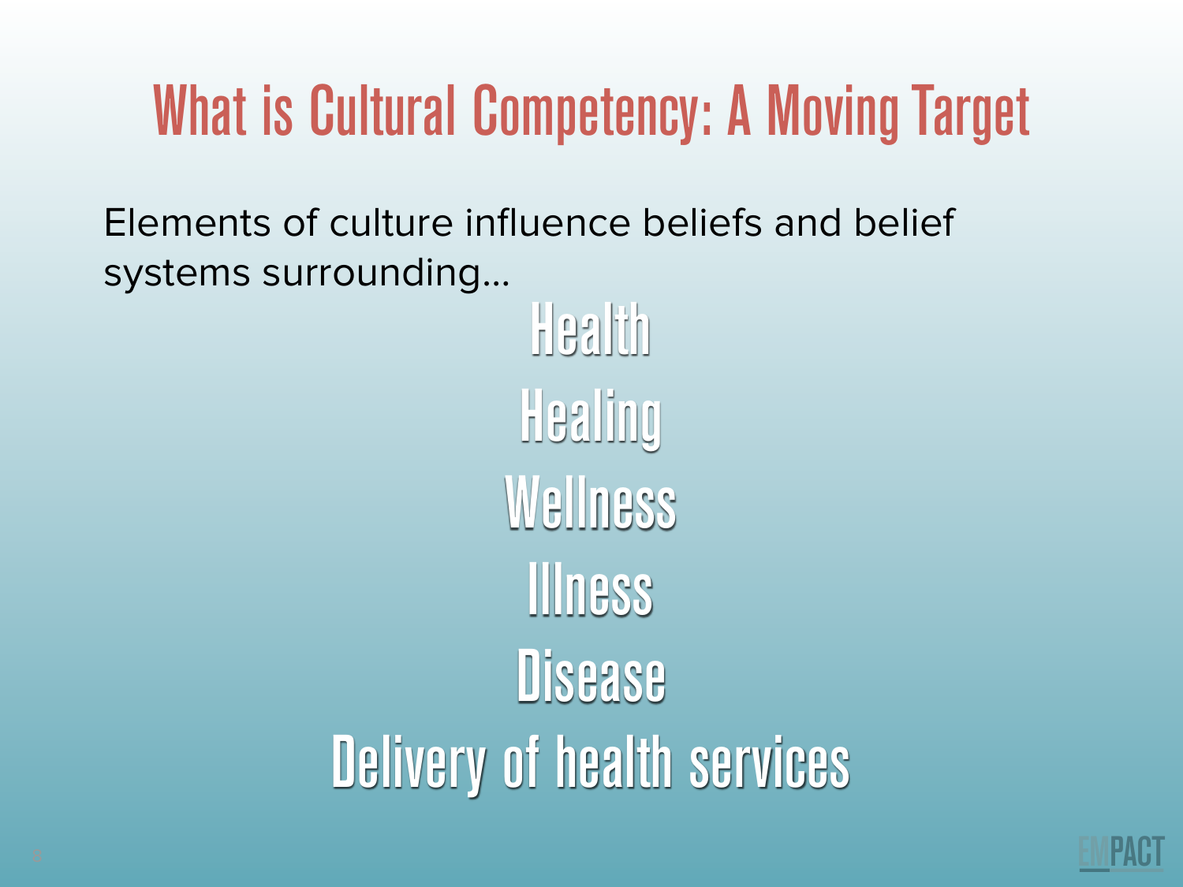# What is Cultural Competency: A Moving Target

Elements of culture influence beliefs and belief systems surrounding…

Health

Healing

Wellness

Illness

Disease

Delivery of health services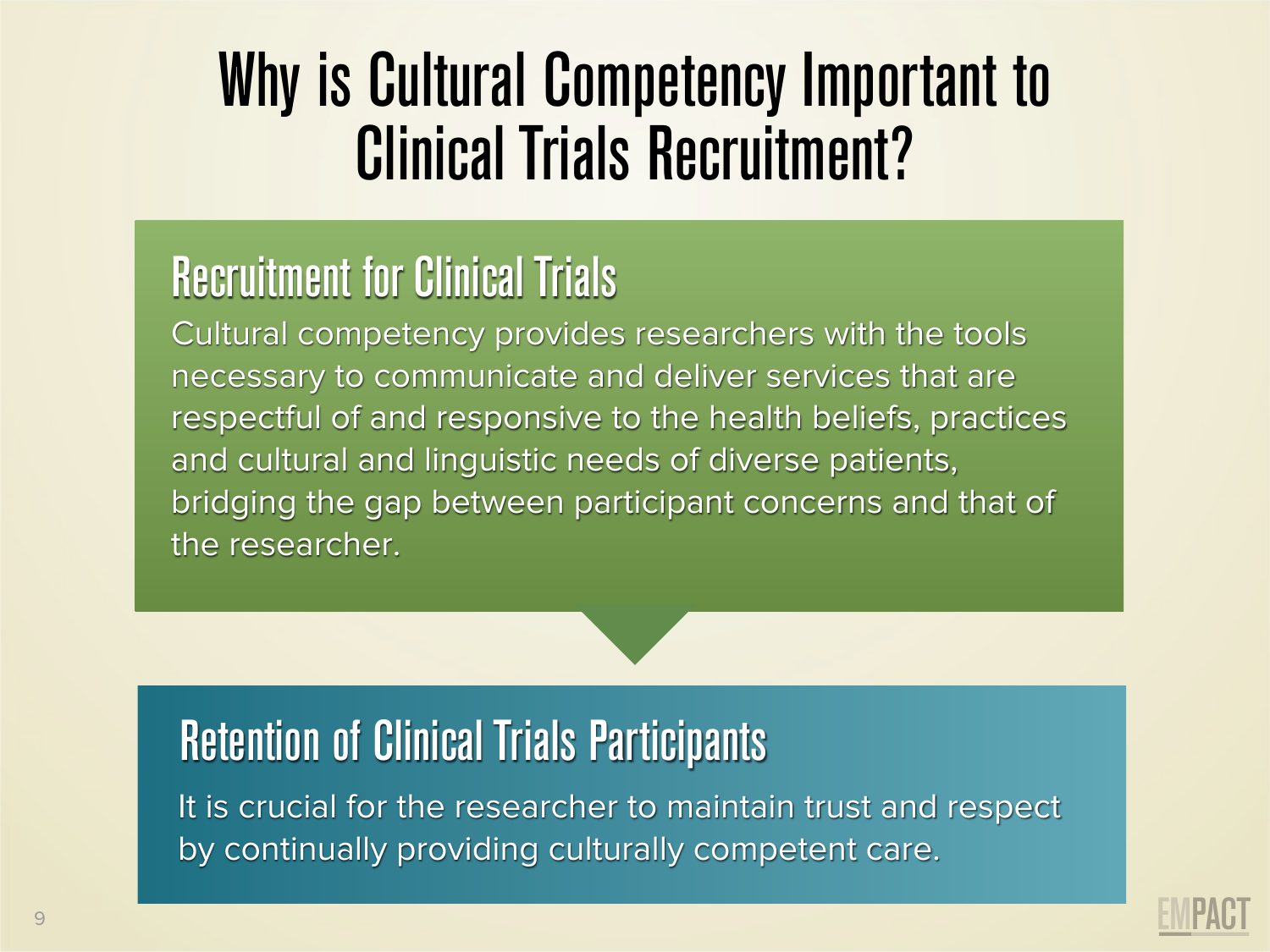# Why is Cultural Competency Important to Clinical Trials Recruitment?

## Recruitment for Clinical Trials

Cultural competency provides researchers with the tools necessary to communicate and deliver services that are respectful of and responsive to the health beliefs, practices and cultural and linguistic needs of diverse patients, bridging the gap between participant concerns and that of the researcher.

## Retention of Clinical Trials Participants

It is crucial for the researcher to maintain trust and respect by continually providing culturally competent care.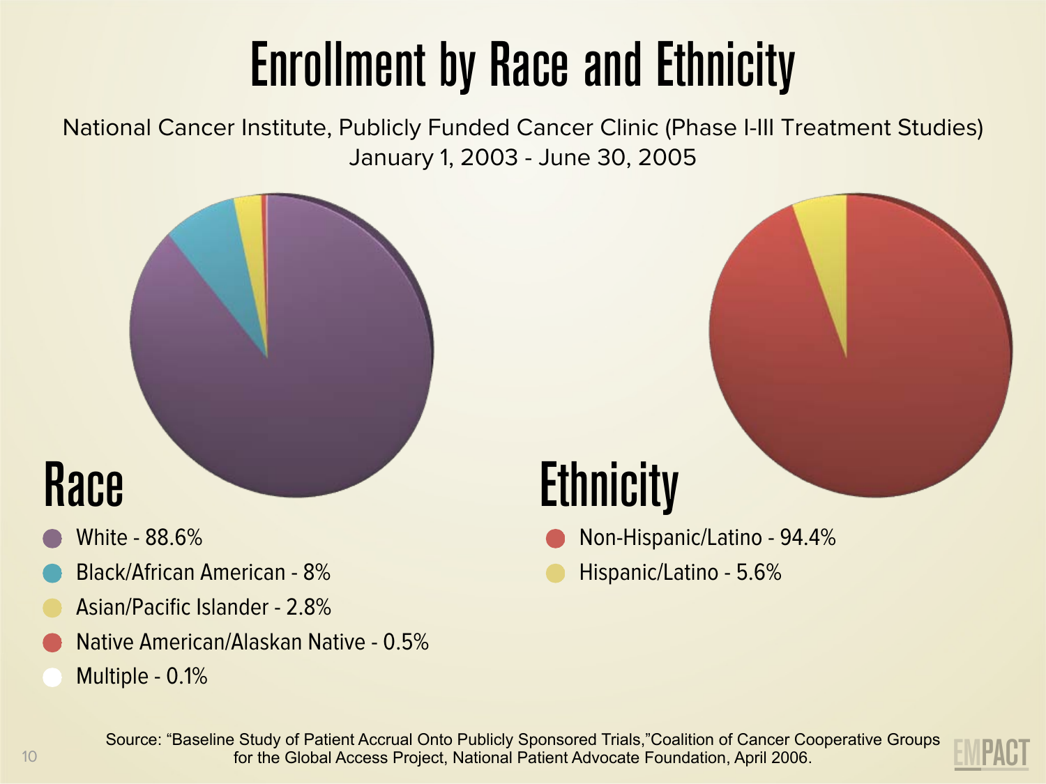# Enrollment by Race and Ethnicity

National Cancer Institute, Publicly Funded Cancer Clinic (Phase I-III Treatment Studies)
January 1, 2003 - June 30, 2005

## Race

- White - 88.6%
- Black/African American - 8%
- Asian/Pacific Islander - 2.8%
- Native American/Alaskan Native - 0.5%
- Multiple - 0.1%

## Ethnicity

- Non-Hispanic/Latino - 94.4%
- Hispanic/Latino - 5.6%

Source: "Baseline Study of Patient Accrual Onto Publicly Sponsored Trials,"Coalition of Cancer Cooperative Groups for the Global Access Project, National Patient Advocate Foundation, April 2006.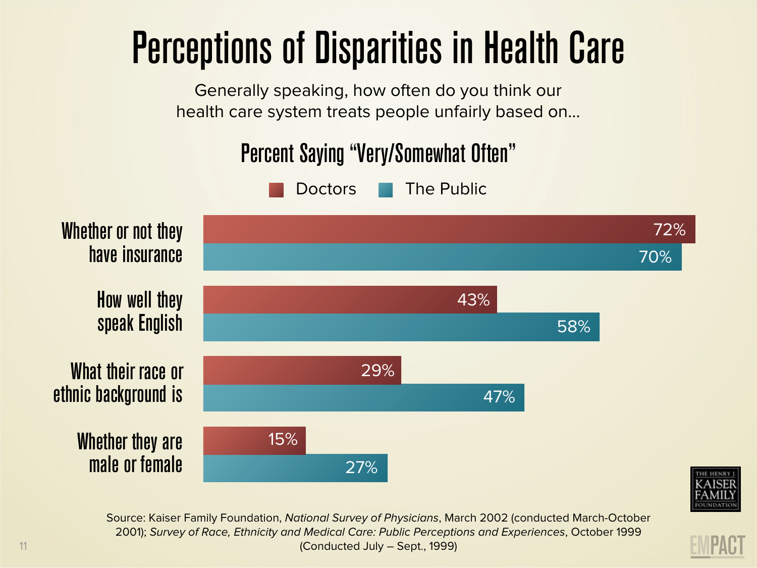# Perceptions of Disparities in Health Care

Generally speaking, how often do you think our health care system treats people unfairly based on…

### Percent Saying "Very/Somewhat Often"

| | Doctors | The Public |
|---|---|---|
| Whether or not they have insurance | 72% | 70% |
| How well they speak English | 43% | 58% |
| What their race or ethnic background is | 29% | 47% |
| Whether they are male or female | 15% | 27% |

Source: Kaiser Family Foundation, *National Survey of Physicians*, March 2002 (conducted March-October 2001); *Survey of Race, Ethnicity and Medical Care: Public Perceptions and Experiences*, October 1999 (Conducted July – Sept., 1999)

THE HENRY J. KAISER FAMILY FOUNDATION

EMPACT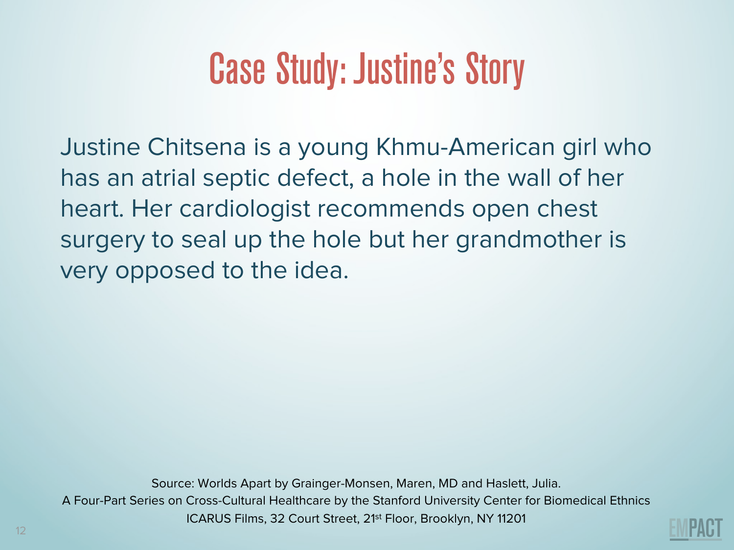# Case Study: Justine's Story

Justine Chitsena is a young Khmu-American girl who has an atrial septic defect, a hole in the wall of her heart. Her cardiologist recommends open chest surgery to seal up the hole but her grandmother is very opposed to the idea.

Source: Worlds Apart by Grainger-Monsen, Maren, MD and Haslett, Julia.
A Four-Part Series on Cross-Cultural Healthcare by the Stanford University Center for Biomedical Ethnics
ICARUS Films, 32 Court Street, 21st Floor, Brooklyn, NY 11201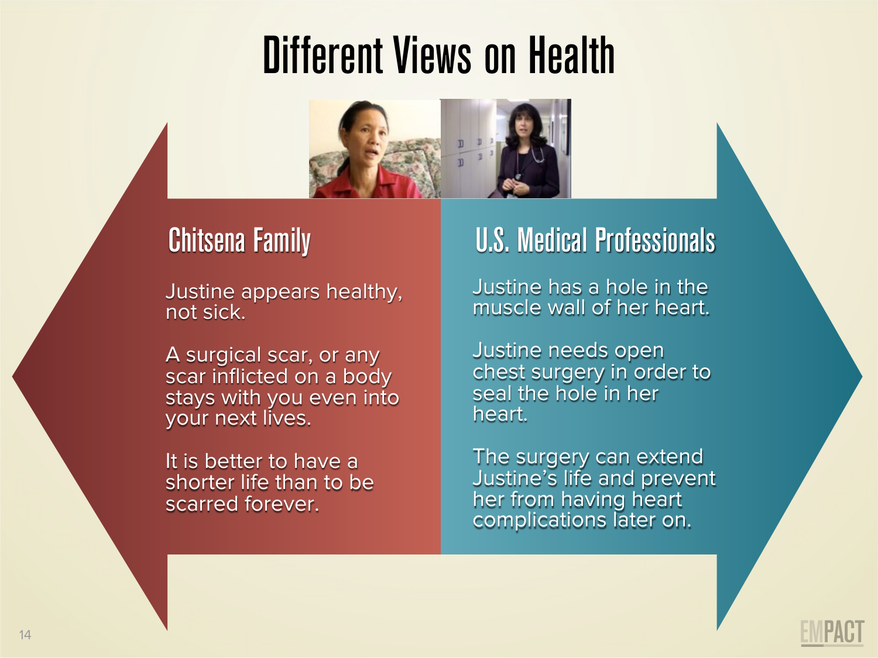# Different Views on Health

## Chitsena Family

Justine appears healthy, not sick.

A surgical scar, or any scar inflicted on a body stays with you even into your next lives.

It is better to have a shorter life than to be scarred forever.

## U.S. Medical Professionals

Justine has a hole in the muscle wall of her heart.

Justine needs open chest surgery in order to seal the hole in her heart.

The surgery can extend Justine's life and prevent her from having heart complications later on.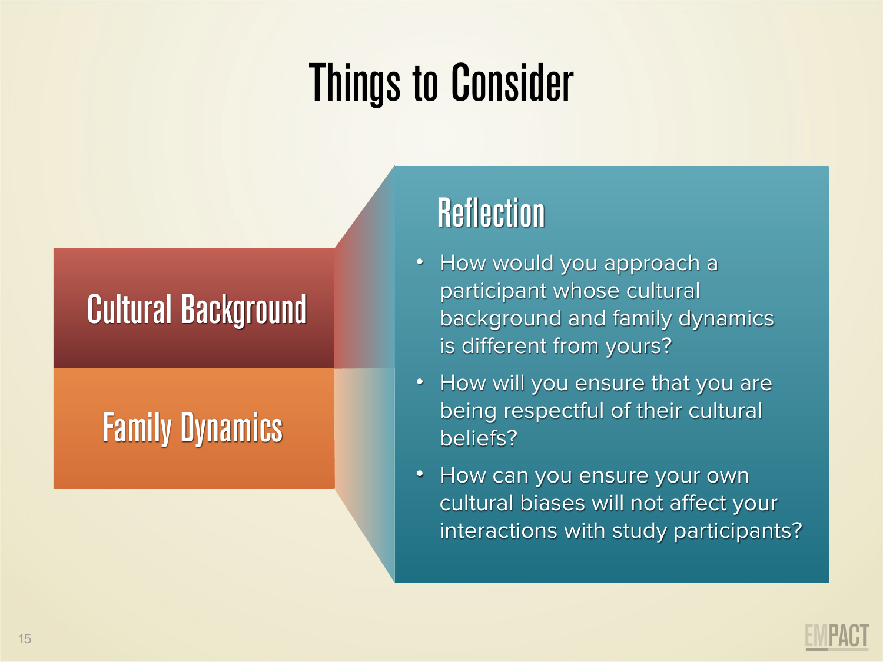# Things to Consider

**Cultural Background**

**Family Dynamics**

## Reflection

- How would you approach a participant whose cultural background and family dynamics is different from yours?
- How will you ensure that you are being respectful of their cultural beliefs?
- How can you ensure your own cultural biases will not affect your interactions with study participants?

EMPACT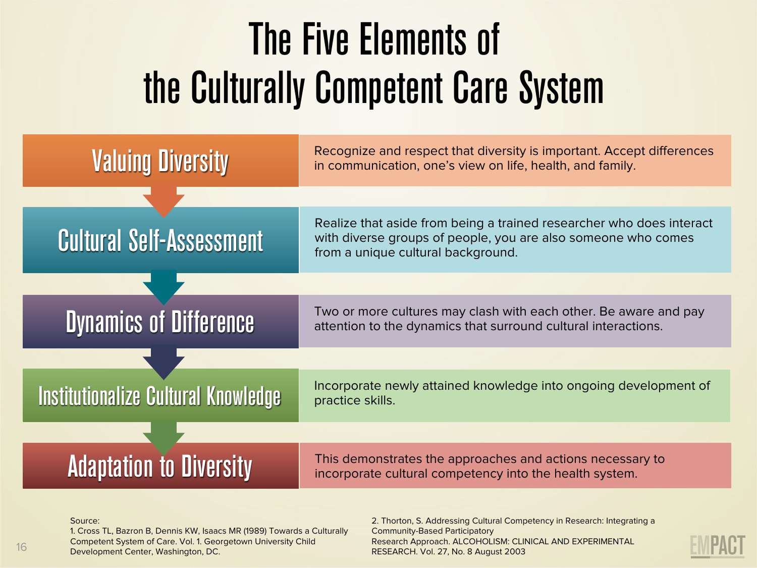# The Five Elements of the Culturally Competent Care System

| Element | Description |
| --- | --- |
| Valuing Diversity | Recognize and respect that diversity is important. Accept differences in communication, one's view on life, health, and family. |
| Cultural Self-Assessment | Realize that aside from being a trained researcher who does interact with diverse groups of people, you are also someone who comes from a unique cultural background. |
| Dynamics of Difference | Two or more cultures may clash with each other. Be aware and pay attention to the dynamics that surround cultural interactions. |
| Institutionalize Cultural Knowledge | Incorporate newly attained knowledge into ongoing development of practice skills. |
| Adaptation to Diversity | This demonstrates the approaches and actions necessary to incorporate cultural competency into the health system. |

Source:

1. Cross TL, Bazron B, Dennis KW, Isaacs MR (1989) Towards a Culturally Competent System of Care. Vol. 1. Georgetown University Child Development Center, Washington, DC.

2. Thorton, S. Addressing Cultural Competency in Research: Integrating a Community-Based Participatory Research Approach. ALCOHOLISM: CLINICAL AND EXPERIMENTAL RESEARCH. Vol. 27, No. 8 August 2003

EMPACT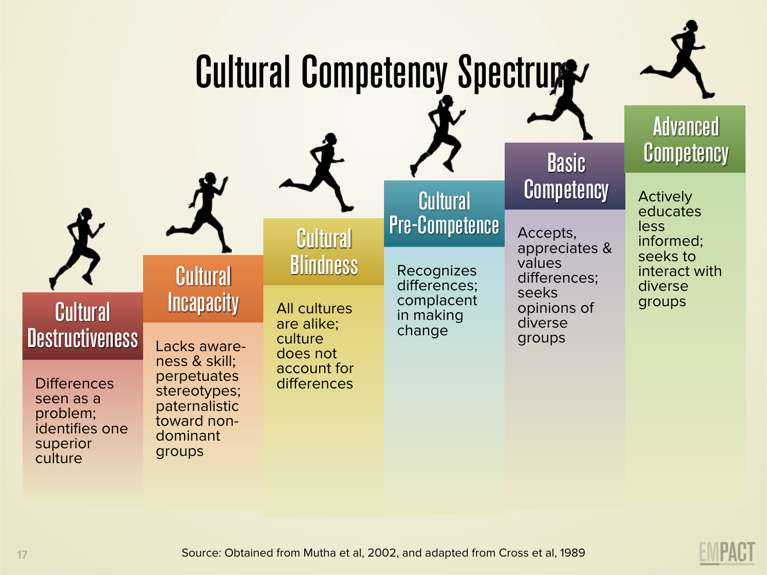# Cultural Competency Spectrum

## Cultural Destructiveness

Differences seen as a problem; identifies one superior culture

## Cultural Incapacity

Lacks awareness & skill; perpetuates stereotypes; paternalistic toward non-dominant groups

## Cultural Blindness

All cultures are alike; culture does not account for differences

## Cultural Pre-Competence

Recognizes differences; complacent in making change

## Basic Competency

Accepts, appreciates & values differences; seeks opinions of diverse groups

## Advanced Competency

Actively educates less informed; seeks to interact with diverse groups

Source: Obtained from Mutha et al, 2002, and adapted from Cross et al, 1989

EMPACT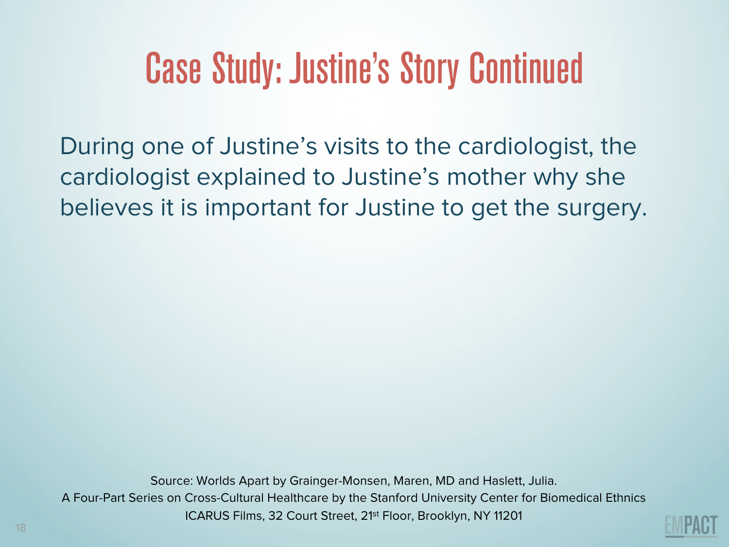# Case Study: Justine's Story Continued

During one of Justine's visits to the cardiologist, the cardiologist explained to Justine's mother why she believes it is important for Justine to get the surgery.

Source: Worlds Apart by Grainger-Monsen, Maren, MD and Haslett, Julia.
A Four-Part Series on Cross-Cultural Healthcare by the Stanford University Center for Biomedical Ethnics
ICARUS Films, 32 Court Street, 21st Floor, Brooklyn, NY 11201

EMPACT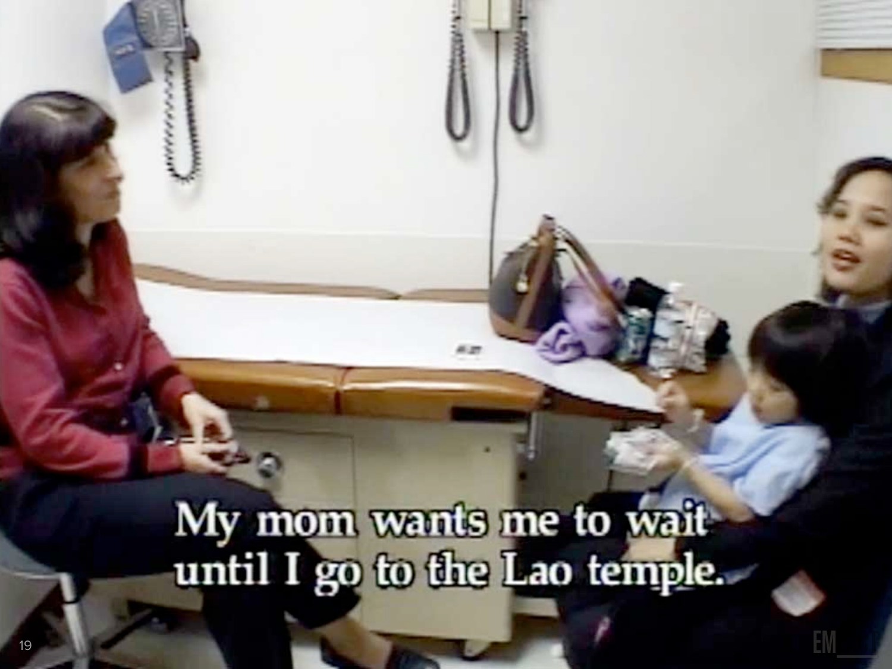My mom wants me to wait until I go to the Lao temple.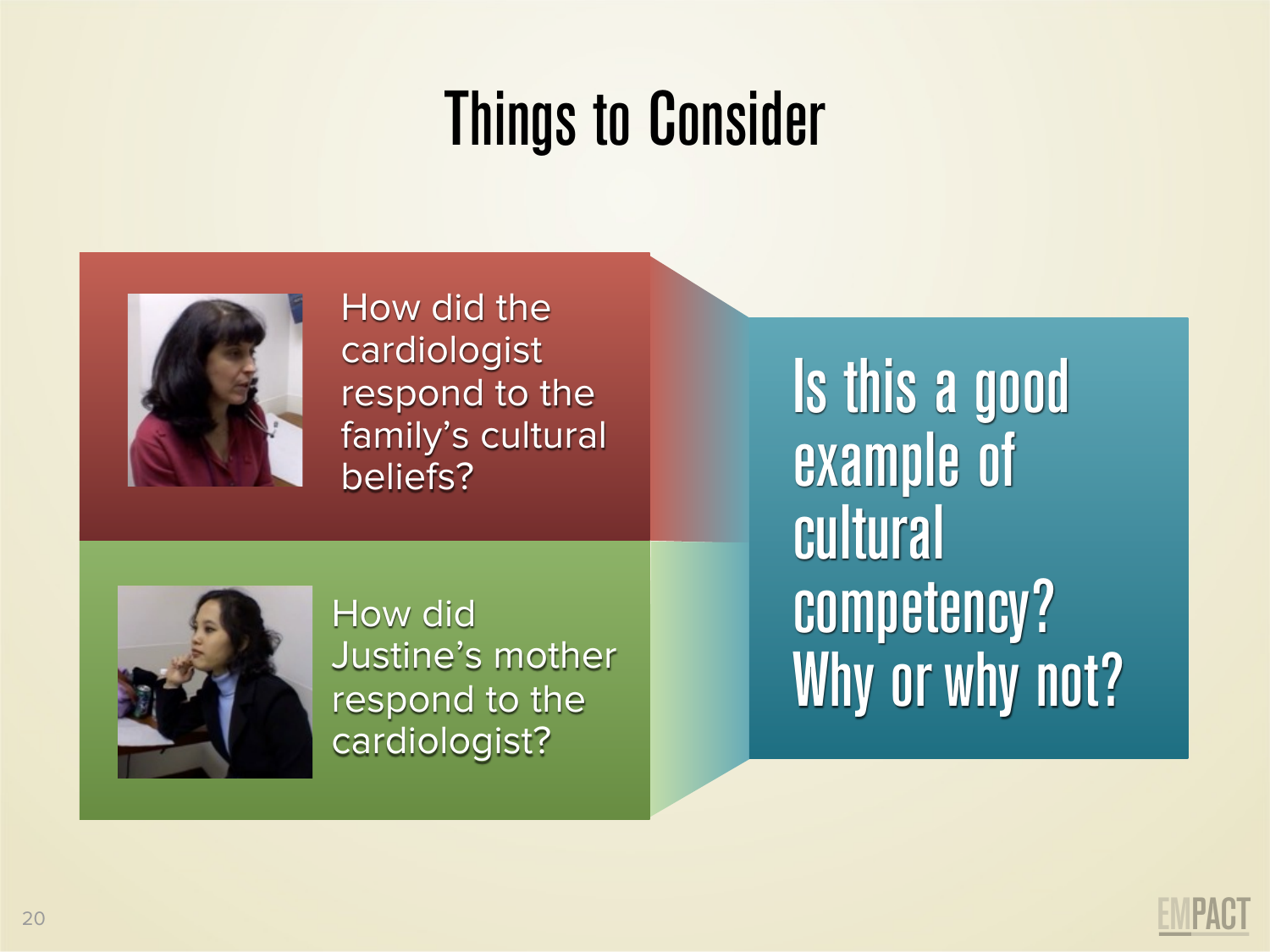# Things to Consider

How did the cardiologist respond to the family's cultural beliefs?

How did Justine's mother respond to the cardiologist?

**Is this a good example of cultural competency? Why or why not?**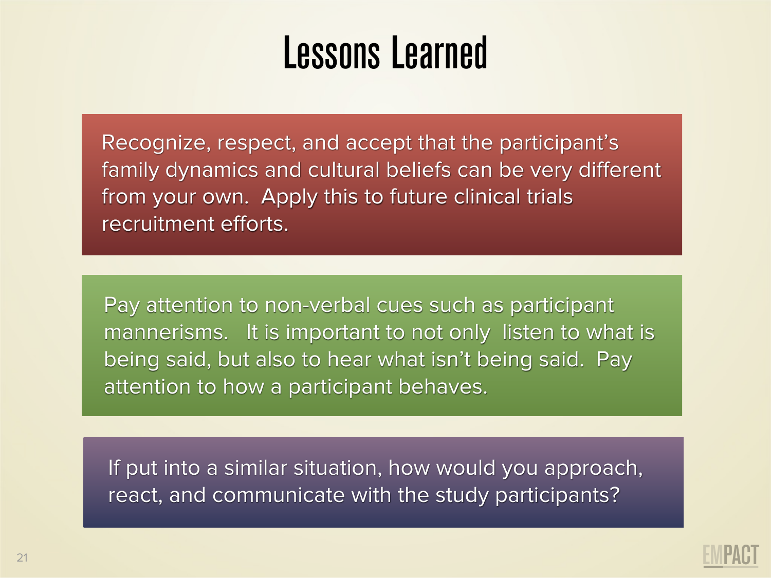# Lessons Learned

Recognize, respect, and accept that the participant's family dynamics and cultural beliefs can be very different from your own. Apply this to future clinical trials recruitment efforts.

Pay attention to non-verbal cues such as participant mannerisms. It is important to not only listen to what is being said, but also to hear what isn't being said. Pay attention to how a participant behaves.

If put into a similar situation, how would you approach, react, and communicate with the study participants?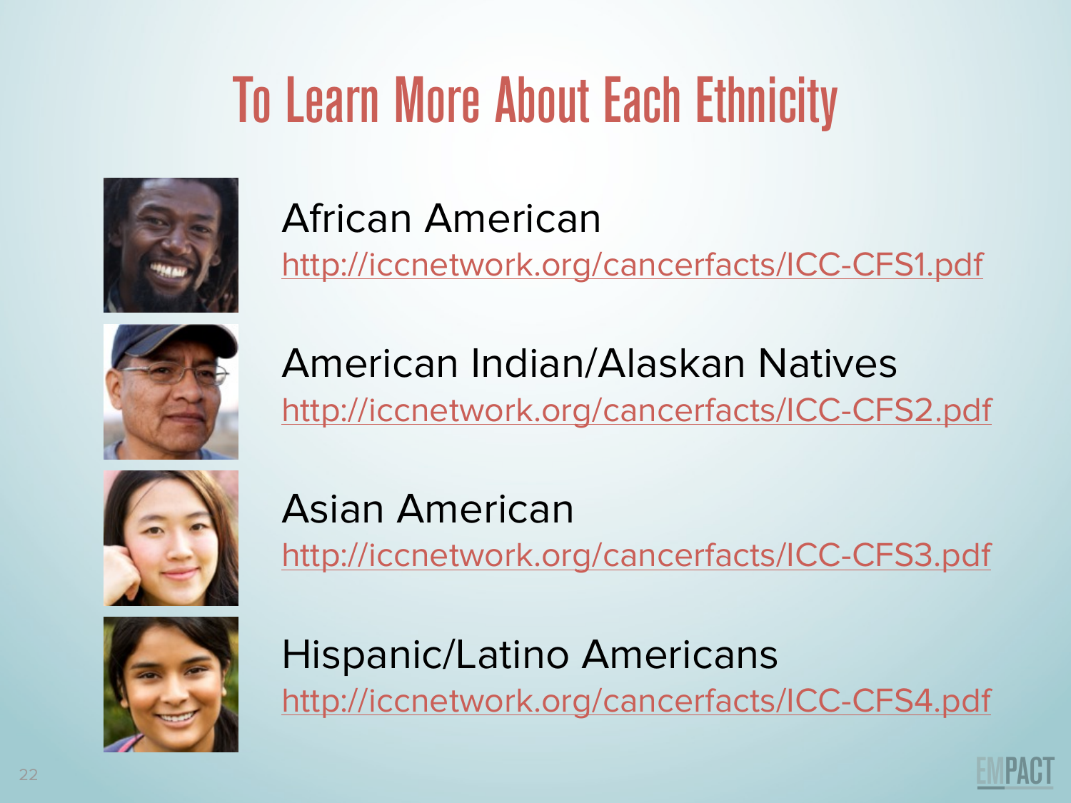# To Learn More About Each Ethnicity

African American
http://iccnetwork.org/cancerfacts/ICC-CFS1.pdf

American Indian/Alaskan Natives
http://iccnetwork.org/cancerfacts/ICC-CFS2.pdf

Asian American
http://iccnetwork.org/cancerfacts/ICC-CFS3.pdf

Hispanic/Latino Americans
http://iccnetwork.org/cancerfacts/ICC-CFS4.pdf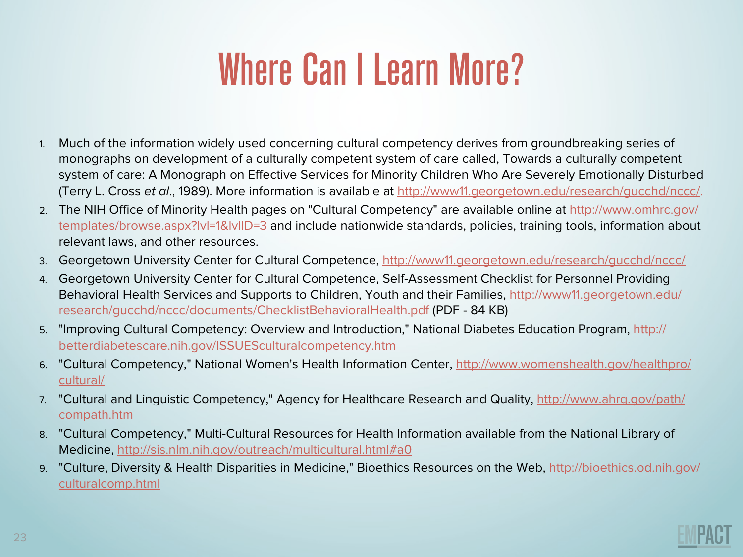# Where Can I Learn More?

1. Much of the information widely used concerning cultural competency derives from groundbreaking series of monographs on development of a culturally competent system of care called, Towards a culturally competent system of care: A Monograph on Effective Services for Minority Children Who Are Severely Emotionally Disturbed (Terry L. Cross *et al*., 1989). More information is available at http://www11.georgetown.edu/research/gucchd/nccc/.
2. The NIH Office of Minority Health pages on "Cultural Competency" are available online at http://www.omhrc.gov/templates/browse.aspx?lvl=1&lvlID=3 and include nationwide standards, policies, training tools, information about relevant laws, and other resources.
3. Georgetown University Center for Cultural Competence, http://www11.georgetown.edu/research/gucchd/nccc/
4. Georgetown University Center for Cultural Competence, Self-Assessment Checklist for Personnel Providing Behavioral Health Services and Supports to Children, Youth and their Families, http://www11.georgetown.edu/research/gucchd/nccc/documents/ChecklistBehavioralHealth.pdf (PDF - 84 KB)
5. "Improving Cultural Competency: Overview and Introduction," National Diabetes Education Program, http://betterdiabetescare.nih.gov/ISSUESculturalcompetency.htm
6. "Cultural Competency," National Women's Health Information Center, http://www.womenshealth.gov/healthpro/cultural/
7. "Cultural and Linguistic Competency," Agency for Healthcare Research and Quality, http://www.ahrq.gov/path/compath.htm
8. "Cultural Competency," Multi-Cultural Resources for Health Information available from the National Library of Medicine, http://sis.nlm.nih.gov/outreach/multicultural.html#a0
9. "Culture, Diversity & Health Disparities in Medicine," Bioethics Resources on the Web, http://bioethics.od.nih.gov/culturalcomp.html